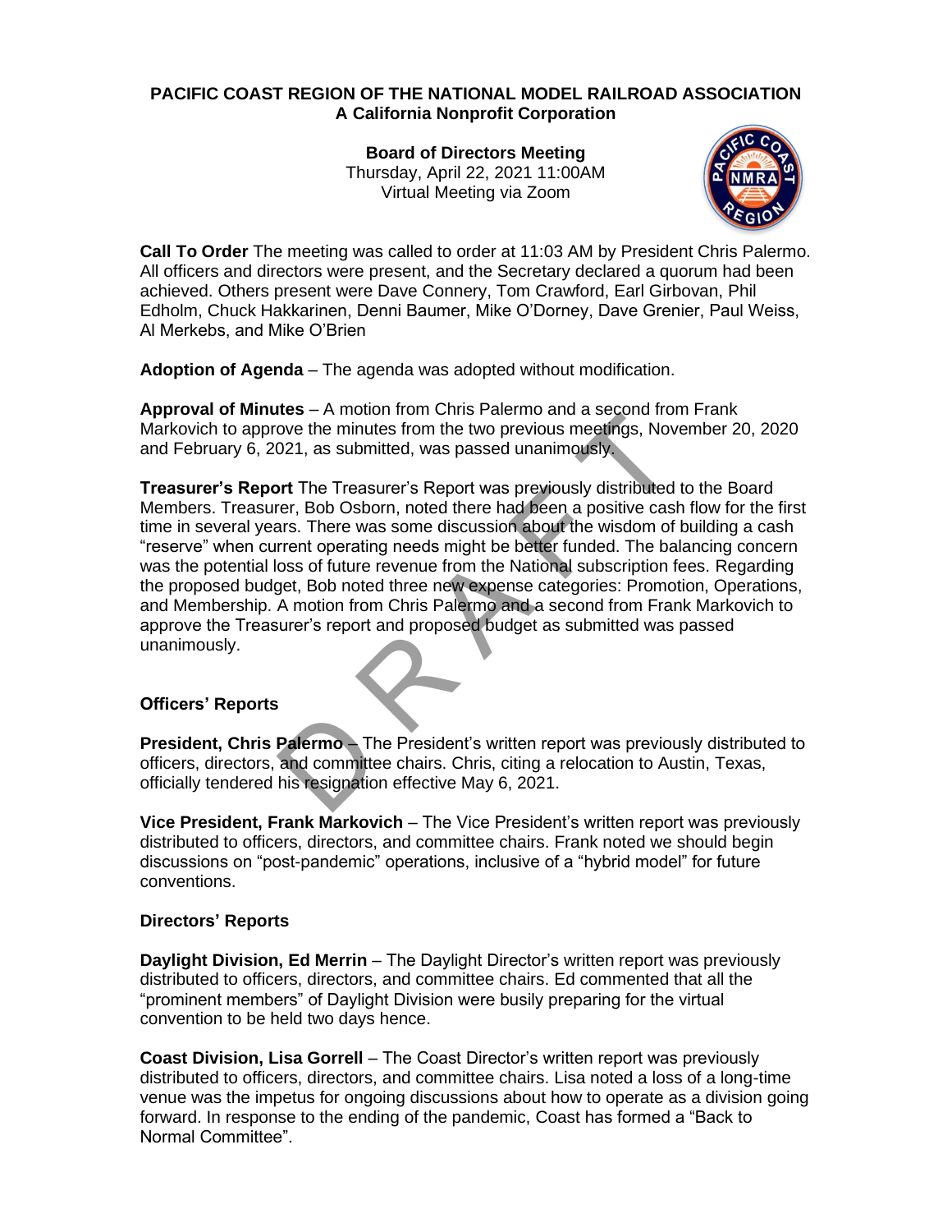**PACIFIC COAST REGION OF THE NATIONAL MODEL RAILROAD ASSOCIATION**
**A California Nonprofit Corporation**

**Board of Directors Meeting**
Thursday, April 22, 2021 11:00AM
Virtual Meeting via Zoom

**Call To Order** The meeting was called to order at 11:03 AM by President Chris Palermo. All officers and directors were present, and the Secretary declared a quorum had been achieved. Others present were Dave Connery, Tom Crawford, Earl Girbovan, Phil Edholm, Chuck Hakkarinen, Denni Baumer, Mike O'Dorney, Dave Grenier, Paul Weiss, Al Merkebs, and Mike O'Brien

**Adoption of Agenda** – The agenda was adopted without modification.

**Approval of Minutes** – A motion from Chris Palermo and a second from Frank Markovich to approve the minutes from the two previous meetings, November 20, 2020 and February 6, 2021, as submitted, was passed unanimously.

**Treasurer's Report** The Treasurer's Report was previously distributed to the Board Members. Treasurer, Bob Osborn, noted there had been a positive cash flow for the first time in several years. There was some discussion about the wisdom of building a cash "reserve" when current operating needs might be better funded. The balancing concern was the potential loss of future revenue from the National subscription fees. Regarding the proposed budget, Bob noted three new expense categories: Promotion, Operations, and Membership. A motion from Chris Palermo and a second from Frank Markovich to approve the Treasurer's report and proposed budget as submitted was passed unanimously.

**Officers' Reports**

**President, Chris Palermo** – The President's written report was previously distributed to officers, directors, and committee chairs. Chris, citing a relocation to Austin, Texas, officially tendered his resignation effective May 6, 2021.

**Vice President, Frank Markovich** – The Vice President's written report was previously distributed to officers, directors, and committee chairs. Frank noted we should begin discussions on "post-pandemic" operations, inclusive of a "hybrid model" for future conventions.

**Directors' Reports**

**Daylight Division, Ed Merrin** – The Daylight Director's written report was previously distributed to officers, directors, and committee chairs. Ed commented that all the "prominent members" of Daylight Division were busily preparing for the virtual convention to be held two days hence.

**Coast Division, Lisa Gorrell** – The Coast Director's written report was previously distributed to officers, directors, and committee chairs. Lisa noted a loss of a long-time venue was the impetus for ongoing discussions about how to operate as a division going forward. In response to the ending of the pandemic, Coast has formed a "Back to Normal Committee".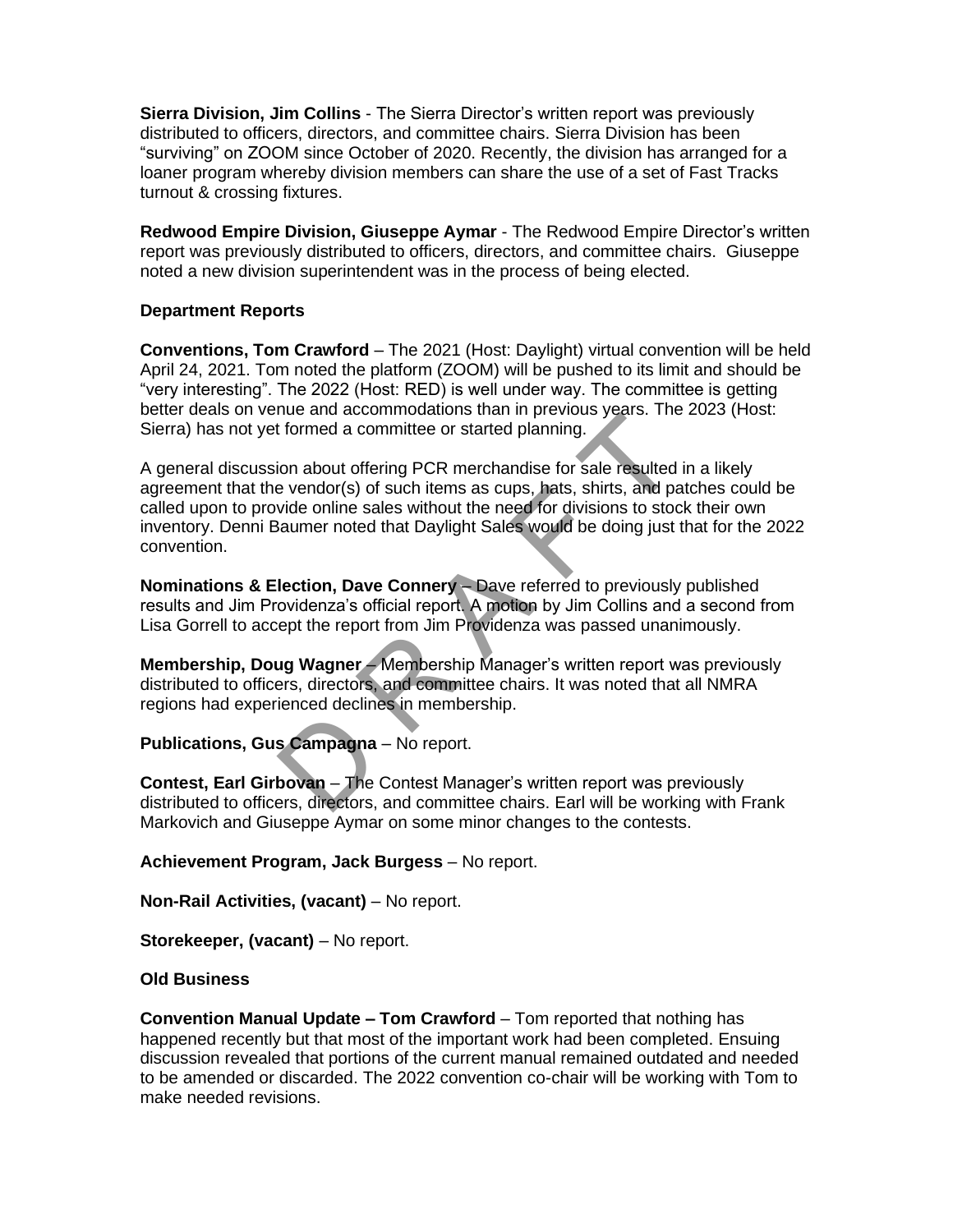**Sierra Division, Jim Collins** - The Sierra Director's written report was previously distributed to officers, directors, and committee chairs. Sierra Division has been "surviving" on ZOOM since October of 2020. Recently, the division has arranged for a loaner program whereby division members can share the use of a set of Fast Tracks turnout & crossing fixtures.

**Redwood Empire Division, Giuseppe Aymar** - The Redwood Empire Director's written report was previously distributed to officers, directors, and committee chairs. Giuseppe noted a new division superintendent was in the process of being elected.

**Department Reports**

**Conventions, Tom Crawford** – The 2021 (Host: Daylight) virtual convention will be held April 24, 2021. Tom noted the platform (ZOOM) will be pushed to its limit and should be "very interesting". The 2022 (Host: RED) is well under way. The committee is getting better deals on venue and accommodations than in previous years. The 2023 (Host: Sierra) has not yet formed a committee or started planning.

A general discussion about offering PCR merchandise for sale resulted in a likely agreement that the vendor(s) of such items as cups, hats, shirts, and patches could be called upon to provide online sales without the need for divisions to stock their own inventory. Denni Baumer noted that Daylight Sales would be doing just that for the 2022 convention.

**Nominations & Election, Dave Connery** – Dave referred to previously published results and Jim Providenza's official report. A motion by Jim Collins and a second from Lisa Gorrell to accept the report from Jim Providenza was passed unanimously.

**Membership, Doug Wagner** – Membership Manager's written report was previously distributed to officers, directors, and committee chairs. It was noted that all NMRA regions had experienced declines in membership.

**Publications, Gus Campagna** – No report.

**Contest, Earl Girbovan** – The Contest Manager's written report was previously distributed to officers, directors, and committee chairs. Earl will be working with Frank Markovich and Giuseppe Aymar on some minor changes to the contests.

**Achievement Program, Jack Burgess** – No report.

**Non-Rail Activities, (vacant)** – No report.

**Storekeeper, (vacant)** – No report.

**Old Business**

**Convention Manual Update – Tom Crawford** – Tom reported that nothing has happened recently but that most of the important work had been completed. Ensuing discussion revealed that portions of the current manual remained outdated and needed to be amended or discarded. The 2022 convention co-chair will be working with Tom to make needed revisions.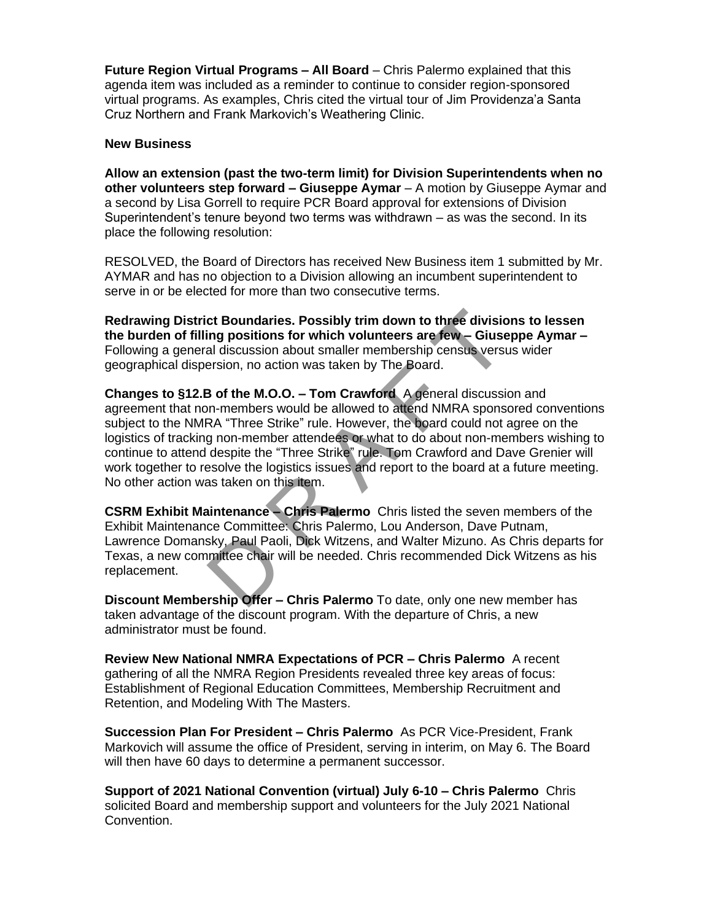**Future Region Virtual Programs – All Board** – Chris Palermo explained that this agenda item was included as a reminder to continue to consider region-sponsored virtual programs. As examples, Chris cited the virtual tour of Jim Providenza'a Santa Cruz Northern and Frank Markovich's Weathering Clinic.

**New Business**

**Allow an extension (past the two-term limit) for Division Superintendents when no other volunteers step forward – Giuseppe Aymar** – A motion by Giuseppe Aymar and a second by Lisa Gorrell to require PCR Board approval for extensions of Division Superintendent's tenure beyond two terms was withdrawn – as was the second. In its place the following resolution:

RESOLVED, the Board of Directors has received New Business item 1 submitted by Mr. AYMAR and has no objection to a Division allowing an incumbent superintendent to serve in or be elected for more than two consecutive terms.

**Redrawing District Boundaries. Possibly trim down to three divisions to lessen the burden of filling positions for which volunteers are few – Giuseppe Aymar –** Following a general discussion about smaller membership census versus wider geographical dispersion, no action was taken by The Board.

**Changes to §12.B of the M.O.O. – Tom Crawford** A general discussion and agreement that non-members would be allowed to attend NMRA sponsored conventions subject to the NMRA "Three Strike" rule. However, the board could not agree on the logistics of tracking non-member attendees or what to do about non-members wishing to continue to attend despite the "Three Strike" rule. Tom Crawford and Dave Grenier will work together to resolve the logistics issues and report to the board at a future meeting. No other action was taken on this item.

**CSRM Exhibit Maintenance – Chris Palermo** Chris listed the seven members of the Exhibit Maintenance Committee: Chris Palermo, Lou Anderson, Dave Putnam, Lawrence Domansky, Paul Paoli, Dick Witzens, and Walter Mizuno. As Chris departs for Texas, a new committee chair will be needed. Chris recommended Dick Witzens as his replacement.

**Discount Membership Offer – Chris Palermo** To date, only one new member has taken advantage of the discount program. With the departure of Chris, a new administrator must be found.

**Review New National NMRA Expectations of PCR – Chris Palermo** A recent gathering of all the NMRA Region Presidents revealed three key areas of focus: Establishment of Regional Education Committees, Membership Recruitment and Retention, and Modeling With The Masters.

**Succession Plan For President – Chris Palermo** As PCR Vice-President, Frank Markovich will assume the office of President, serving in interim, on May 6. The Board will then have 60 days to determine a permanent successor.

**Support of 2021 National Convention (virtual) July 6-10 – Chris Palermo** Chris solicited Board and membership support and volunteers for the July 2021 National Convention.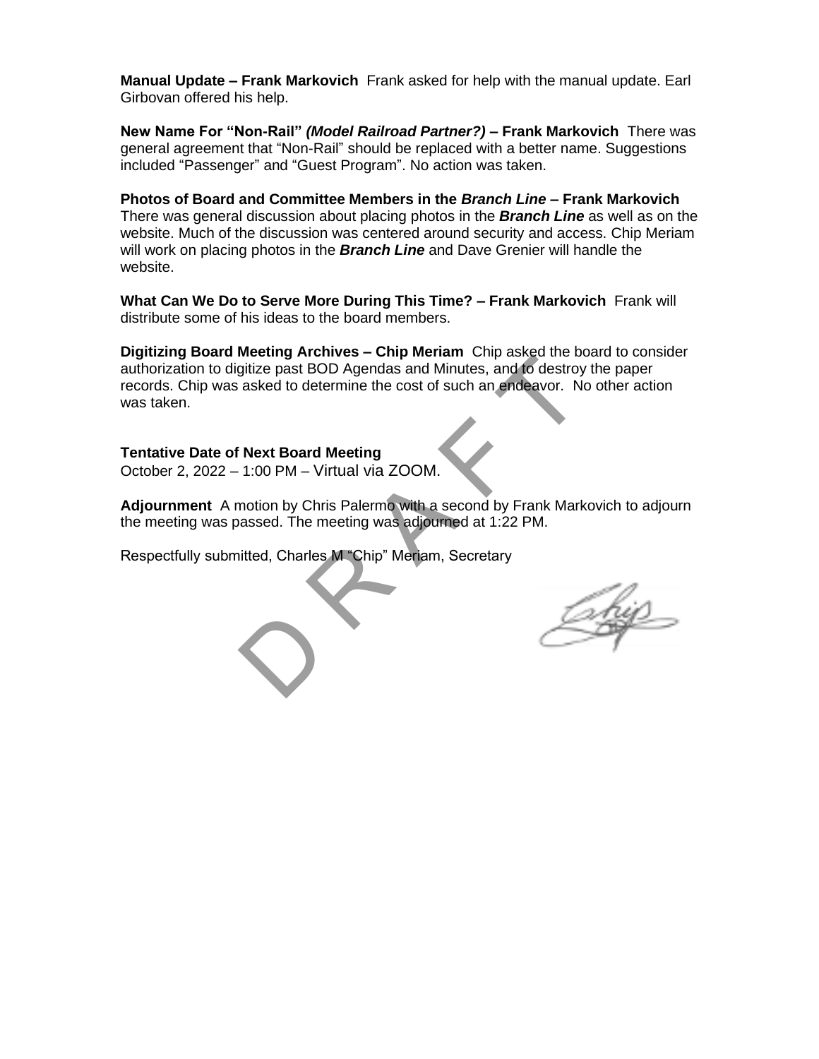**Manual Update – Frank Markovich** Frank asked for help with the manual update. Earl Girbovan offered his help.

**New Name For "Non-Rail"** ***(Model Railroad Partner?)*** **– Frank Markovich** There was general agreement that "Non-Rail" should be replaced with a better name. Suggestions included "Passenger" and "Guest Program". No action was taken.

**Photos of Board and Committee Members in the** ***Branch Line*** **– Frank Markovich** There was general discussion about placing photos in the ***Branch Line*** as well as on the website. Much of the discussion was centered around security and access. Chip Meriam will work on placing photos in the ***Branch Line*** and Dave Grenier will handle the website.

**What Can We Do to Serve More During This Time? – Frank Markovich** Frank will distribute some of his ideas to the board members.

**Digitizing Board Meeting Archives – Chip Meriam** Chip asked the board to consider authorization to digitize past BOD Agendas and Minutes, and to destroy the paper records. Chip was asked to determine the cost of such an endeavor. No other action was taken.

**Tentative Date of Next Board Meeting**
October 2, 2022 – 1:00 PM – Virtual via ZOOM.

**Adjournment** A motion by Chris Palermo with a second by Frank Markovich to adjourn the meeting was passed. The meeting was adjourned at 1:22 PM.

Respectfully submitted, Charles M "Chip" Meriam, Secretary

DRAFT